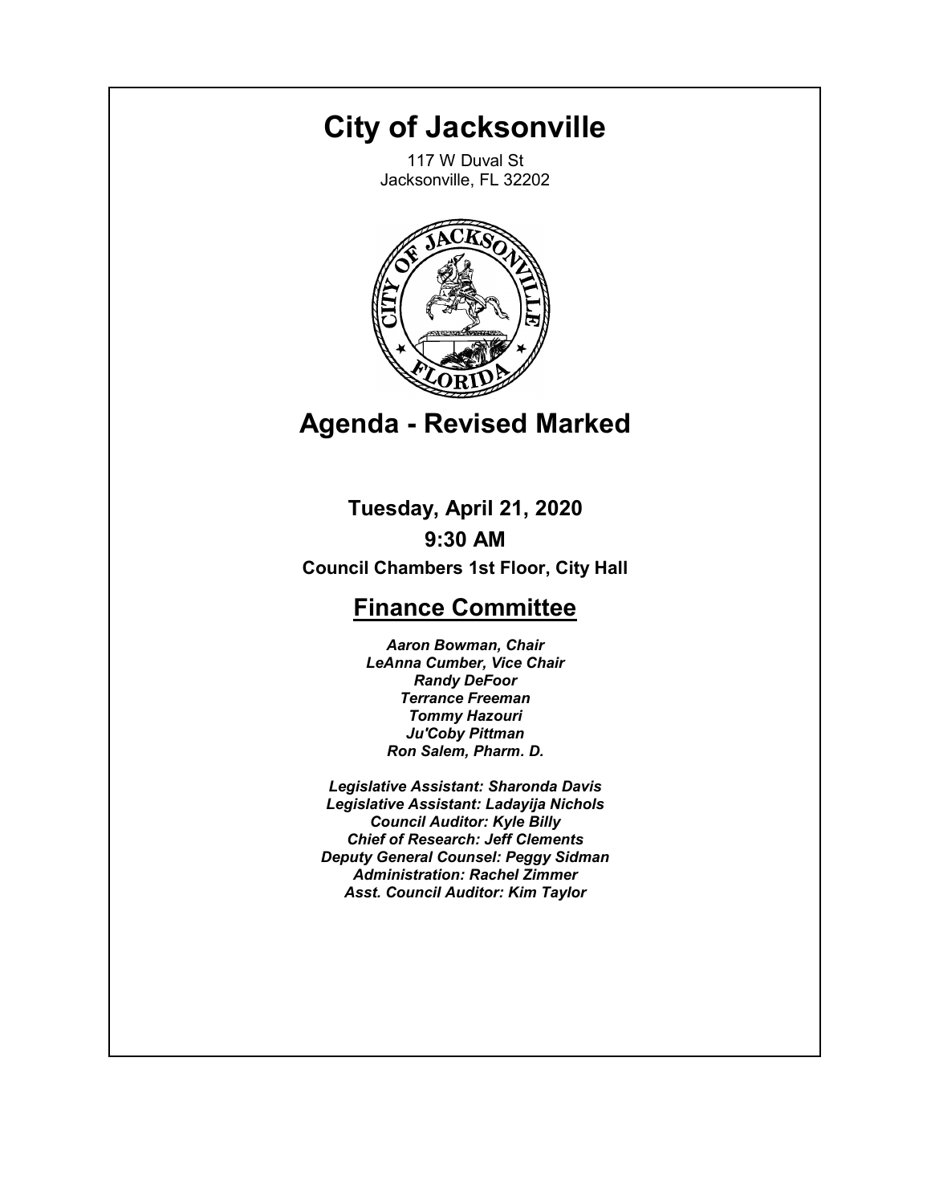# City of Jacksonville

117 W Duval St
Jacksonville, FL 32202

## Agenda - Revised Marked

**Tuesday, April 21, 2020**

**9:30 AM**

**Council Chambers 1st Floor, City Hall**

## Finance Committee

*Aaron Bowman, Chair*
*LeAnna Cumber, Vice Chair*
*Randy DeFoor*
*Terrance Freeman*
*Tommy Hazouri*
*Ju'Coby Pittman*
*Ron Salem, Pharm. D.*

*Legislative Assistant: Sharonda Davis*
*Legislative Assistant: Ladayija Nichols*
*Council Auditor: Kyle Billy*
*Chief of Research: Jeff Clements*
*Deputy General Counsel: Peggy Sidman*
*Administration: Rachel Zimmer*
*Asst. Council Auditor: Kim Taylor*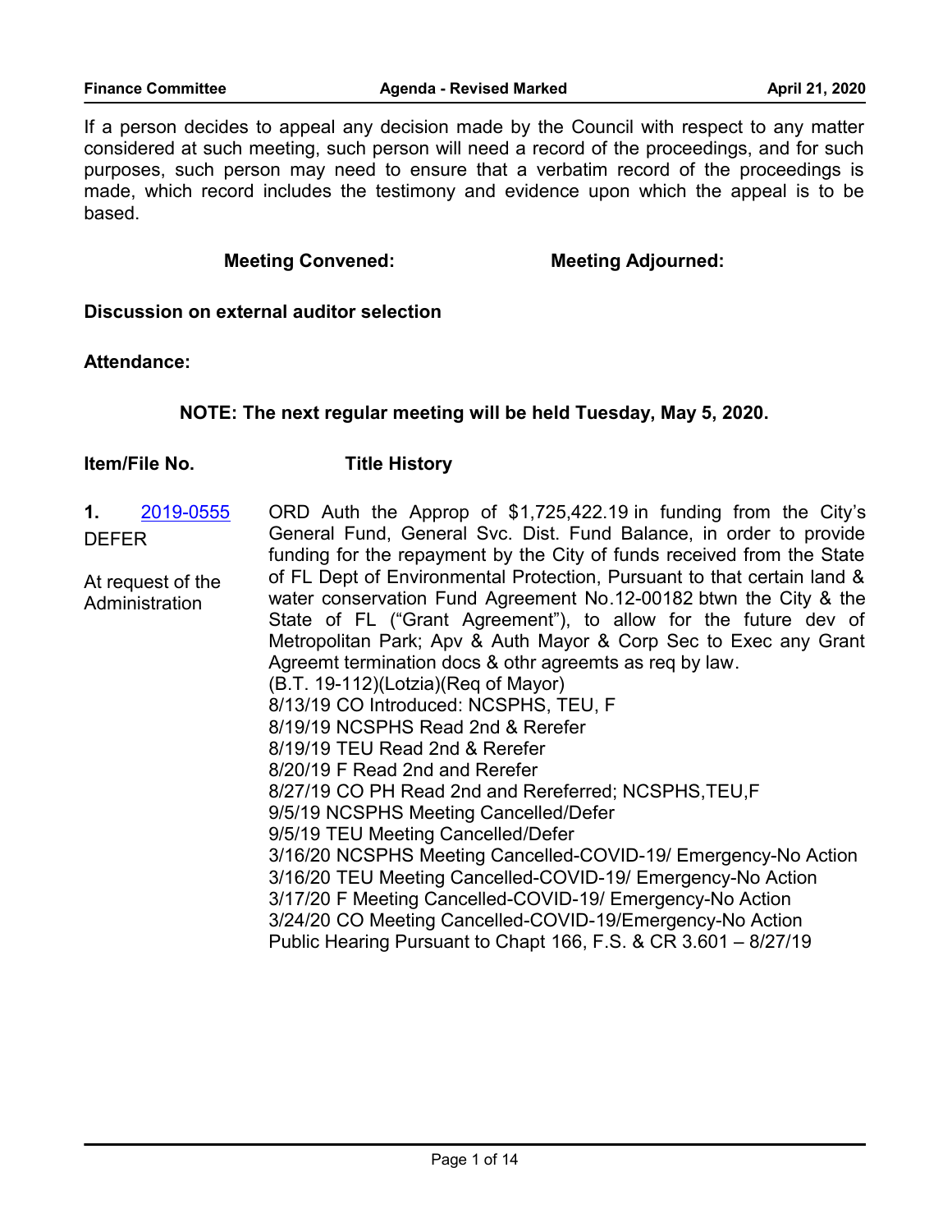If a person decides to appeal any decision made by the Council with respect to any matter considered at such meeting, such person will need a record of the proceedings, and for such purposes, such person may need to ensure that a verbatim record of the proceedings is made, which record includes the testimony and evidence upon which the appeal is to be based.

**Meeting Convened:** **Meeting Adjourned:**

**Discussion on external auditor selection**

**Attendance:**

**NOTE: The next regular meeting will be held Tuesday, May 5, 2020.**

| **Item/File No.** | **Title History** |
|---|---|
| **1.** 2019-0555<br>DEFER<br><br>At request of the Administration | ORD Auth the Approp of $1,725,422.19 in funding from the City's General Fund, General Svc. Dist. Fund Balance, in order to provide funding for the repayment by the City of funds received from the State of FL Dept of Environmental Protection, Pursuant to that certain land & water conservation Fund Agreement No.12-00182 btwn the City & the State of FL ("Grant Agreement"), to allow for the future dev of Metropolitan Park; Apv & Auth Mayor & Corp Sec to Exec any Grant Agreemt termination docs & othr agreemts as req by law.<br>(B.T. 19-112)(Lotzia)(Req of Mayor)<br>8/13/19 CO Introduced: NCSPHS, TEU, F<br>8/19/19 NCSPHS Read 2nd & Rerefer<br>8/19/19 TEU Read 2nd & Rerefer<br>8/20/19 F Read 2nd and Rerefer<br>8/27/19 CO PH Read 2nd and Rereferred; NCSPHS,TEU,F<br>9/5/19 NCSPHS Meeting Cancelled/Defer<br>9/5/19 TEU Meeting Cancelled/Defer<br>3/16/20 NCSPHS Meeting Cancelled-COVID-19/ Emergency-No Action<br>3/16/20 TEU Meeting Cancelled-COVID-19/ Emergency-No Action<br>3/17/20 F Meeting Cancelled-COVID-19/ Emergency-No Action<br>3/24/20 CO Meeting Cancelled-COVID-19/Emergency-No Action<br>Public Hearing Pursuant to Chapt 166, F.S. & CR 3.601 – 8/27/19 |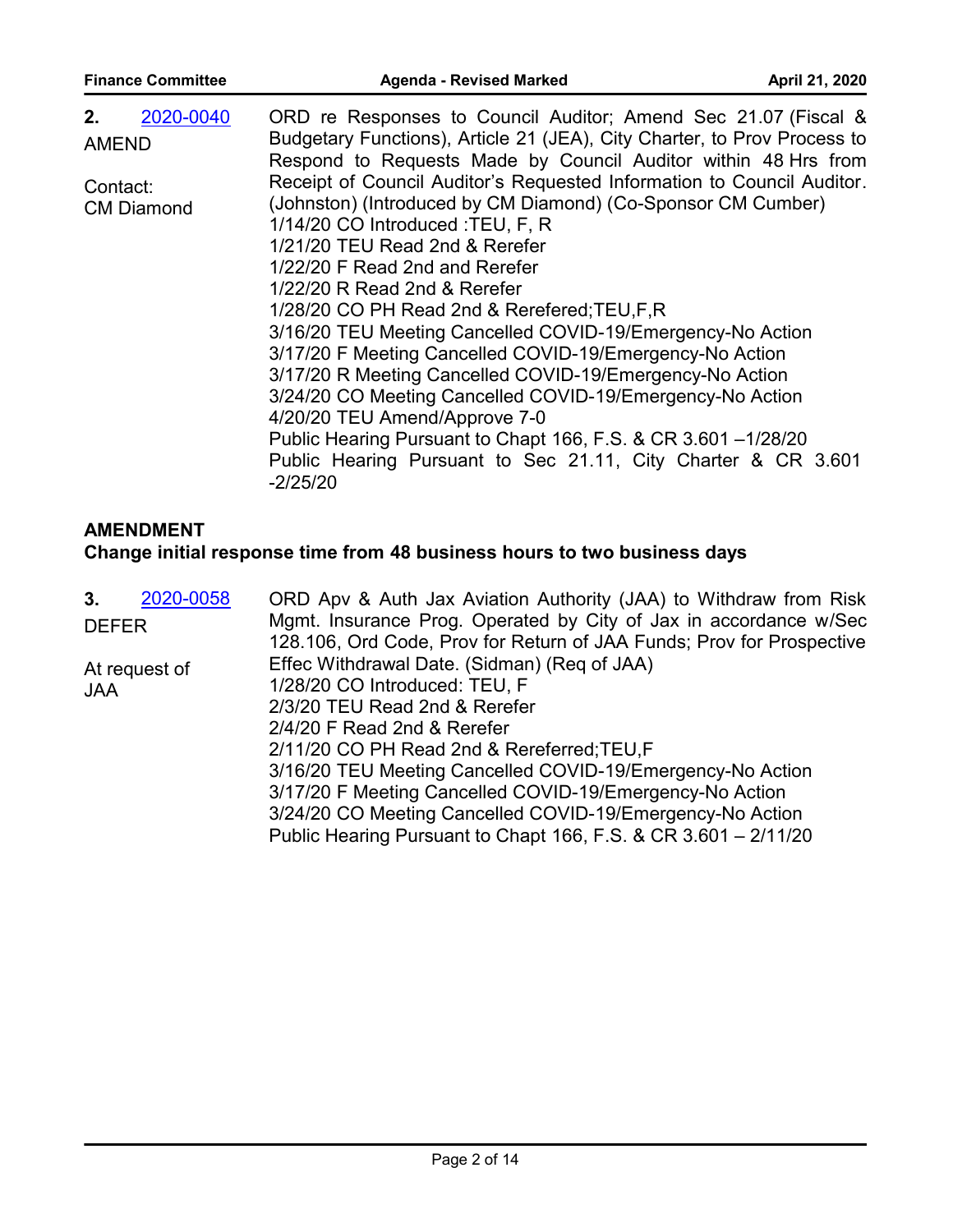**2.** 2020-0040

AMEND

Contact: CM Diamond

ORD re Responses to Council Auditor; Amend Sec 21.07 (Fiscal & Budgetary Functions), Article 21 (JEA), City Charter, to Prov Process to Respond to Requests Made by Council Auditor within 48 Hrs from Receipt of Council Auditor's Requested Information to Council Auditor. (Johnston) (Introduced by CM Diamond) (Co-Sponsor CM Cumber)
1/14/20 CO Introduced :TEU, F, R
1/21/20 TEU Read 2nd & Rerefer
1/22/20 F Read 2nd and Rerefer
1/22/20 R Read 2nd & Rerefer
1/28/20 CO PH Read 2nd & Rerefered;TEU,F,R
3/16/20 TEU Meeting Cancelled COVID-19/Emergency-No Action
3/17/20 F Meeting Cancelled COVID-19/Emergency-No Action
3/17/20 R Meeting Cancelled COVID-19/Emergency-No Action
3/24/20 CO Meeting Cancelled COVID-19/Emergency-No Action
4/20/20 TEU Amend/Approve 7-0
Public Hearing Pursuant to Chapt 166, F.S. & CR 3.601 –1/28/20
Public Hearing Pursuant to Sec 21.11, City Charter & CR 3.601 -2/25/20

**AMENDMENT**
**Change initial response time from 48 business hours to two business days**

**3.** 2020-0058

DEFER

At request of JAA

ORD Apv & Auth Jax Aviation Authority (JAA) to Withdraw from Risk Mgmt. Insurance Prog. Operated by City of Jax in accordance w/Sec 128.106, Ord Code, Prov for Return of JAA Funds; Prov for Prospective Effec Withdrawal Date. (Sidman) (Req of JAA)
1/28/20 CO Introduced: TEU, F
2/3/20 TEU Read 2nd & Rerefer
2/4/20 F Read 2nd & Rerefer
2/11/20 CO PH Read 2nd & Rereferred;TEU,F
3/16/20 TEU Meeting Cancelled COVID-19/Emergency-No Action
3/17/20 F Meeting Cancelled COVID-19/Emergency-No Action
3/24/20 CO Meeting Cancelled COVID-19/Emergency-No Action
Public Hearing Pursuant to Chapt 166, F.S. & CR 3.601 – 2/11/20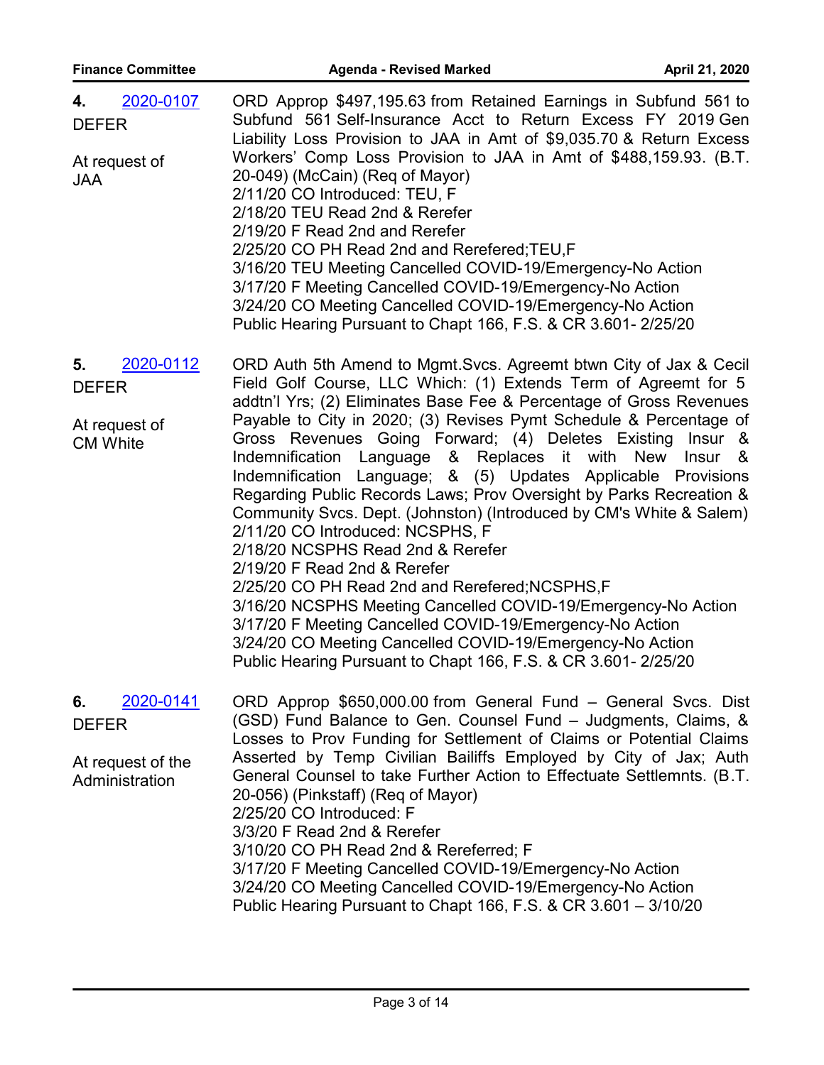**4.** 2020-0107
DEFER

At request of JAA

ORD Approp $497,195.63 from Retained Earnings in Subfund 561 to Subfund 561 Self-Insurance Acct to Return Excess FY 2019 Gen Liability Loss Provision to JAA in Amt of $9,035.70 & Return Excess Workers' Comp Loss Provision to JAA in Amt of $488,159.93. (B.T. 20-049) (McCain) (Req of Mayor)
2/11/20 CO Introduced: TEU, F
2/18/20 TEU Read 2nd & Rerefer
2/19/20 F Read 2nd and Rerefer
2/25/20 CO PH Read 2nd and Rerefered;TEU,F
3/16/20 TEU Meeting Cancelled COVID-19/Emergency-No Action
3/17/20 F Meeting Cancelled COVID-19/Emergency-No Action
3/24/20 CO Meeting Cancelled COVID-19/Emergency-No Action
Public Hearing Pursuant to Chapt 166, F.S. & CR 3.601- 2/25/20

**5.** 2020-0112
DEFER

At request of CM White

ORD Auth 5th Amend to Mgmt.Svcs. Agreemt btwn City of Jax & Cecil Field Golf Course, LLC Which: (1) Extends Term of Agreemt for 5 addtn'l Yrs; (2) Eliminates Base Fee & Percentage of Gross Revenues Payable to City in 2020; (3) Revises Pymt Schedule & Percentage of Gross Revenues Going Forward; (4) Deletes Existing Insur & Indemnification Language & Replaces it with New Insur & Indemnification Language; & (5) Updates Applicable Provisions Regarding Public Records Laws; Prov Oversight by Parks Recreation & Community Svcs. Dept. (Johnston) (Introduced by CM's White & Salem)
2/11/20 CO Introduced: NCSPHS, F
2/18/20 NCSPHS Read 2nd & Rerefer
2/19/20 F Read 2nd & Rerefer
2/25/20 CO PH Read 2nd and Rerefered;NCSPHS,F
3/16/20 NCSPHS Meeting Cancelled COVID-19/Emergency-No Action
3/17/20 F Meeting Cancelled COVID-19/Emergency-No Action
3/24/20 CO Meeting Cancelled COVID-19/Emergency-No Action
Public Hearing Pursuant to Chapt 166, F.S. & CR 3.601- 2/25/20

**6.** 2020-0141
DEFER

At request of the Administration

ORD Approp $650,000.00 from General Fund – General Svcs. Dist (GSD) Fund Balance to Gen. Counsel Fund – Judgments, Claims, & Losses to Prov Funding for Settlement of Claims or Potential Claims Asserted by Temp Civilian Bailiffs Employed by City of Jax; Auth General Counsel to take Further Action to Effectuate Settlemnts. (B.T. 20-056) (Pinkstaff) (Req of Mayor)
2/25/20 CO Introduced: F
3/3/20 F Read 2nd & Rerefer
3/10/20 CO PH Read 2nd & Rereferred; F
3/17/20 F Meeting Cancelled COVID-19/Emergency-No Action
3/24/20 CO Meeting Cancelled COVID-19/Emergency-No Action
Public Hearing Pursuant to Chapt 166, F.S. & CR 3.601 – 3/10/20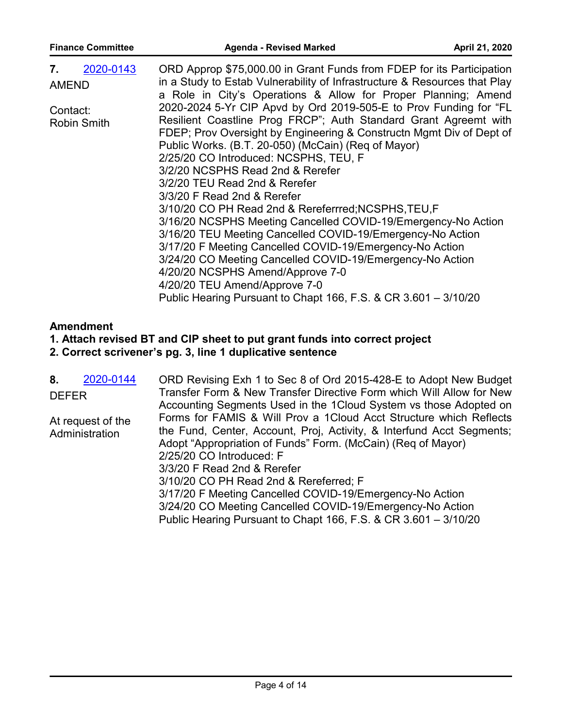**7.** 2020-0143

AMEND

Contact:
Robin Smith

ORD Approp $75,000.00 in Grant Funds from FDEP for its Participation in a Study to Estab Vulnerability of Infrastructure & Resources that Play a Role in City's Operations & Allow for Proper Planning; Amend 2020-2024 5-Yr CIP Apvd by Ord 2019-505-E to Prov Funding for "FL Resilient Coastline Prog FRCP"; Auth Standard Grant Agreemt with FDEP; Prov Oversight by Engineering & Constructn Mgmt Div of Dept of Public Works. (B.T. 20-050) (McCain) (Req of Mayor)
2/25/20 CO Introduced: NCSPHS, TEU, F
3/2/20 NCSPHS Read 2nd & Rerefer
3/2/20 TEU Read 2nd & Rerefer
3/3/20 F Read 2nd & Rerefer
3/10/20 CO PH Read 2nd & Rereferrred;NCSPHS,TEU,F
3/16/20 NCSPHS Meeting Cancelled COVID-19/Emergency-No Action
3/16/20 TEU Meeting Cancelled COVID-19/Emergency-No Action
3/17/20 F Meeting Cancelled COVID-19/Emergency-No Action
3/24/20 CO Meeting Cancelled COVID-19/Emergency-No Action
4/20/20 NCSPHS Amend/Approve 7-0
4/20/20 TEU Amend/Approve 7-0
Public Hearing Pursuant to Chapt 166, F.S. & CR 3.601 – 3/10/20

**Amendment**
**1. Attach revised BT and CIP sheet to put grant funds into correct project**
**2. Correct scrivener's pg. 3, line 1 duplicative sentence**

**8.** 2020-0144

DEFER

At request of the Administration

ORD Revising Exh 1 to Sec 8 of Ord 2015-428-E to Adopt New Budget Transfer Form & New Transfer Directive Form which Will Allow for New Accounting Segments Used in the 1Cloud System vs those Adopted on Forms for FAMIS & Will Prov a 1Cloud Acct Structure which Reflects the Fund, Center, Account, Proj, Activity, & Interfund Acct Segments; Adopt "Appropriation of Funds" Form. (McCain) (Req of Mayor)
2/25/20 CO Introduced: F
3/3/20 F Read 2nd & Rerefer
3/10/20 CO PH Read 2nd & Rereferred; F
3/17/20 F Meeting Cancelled COVID-19/Emergency-No Action
3/24/20 CO Meeting Cancelled COVID-19/Emergency-No Action
Public Hearing Pursuant to Chapt 166, F.S. & CR 3.601 – 3/10/20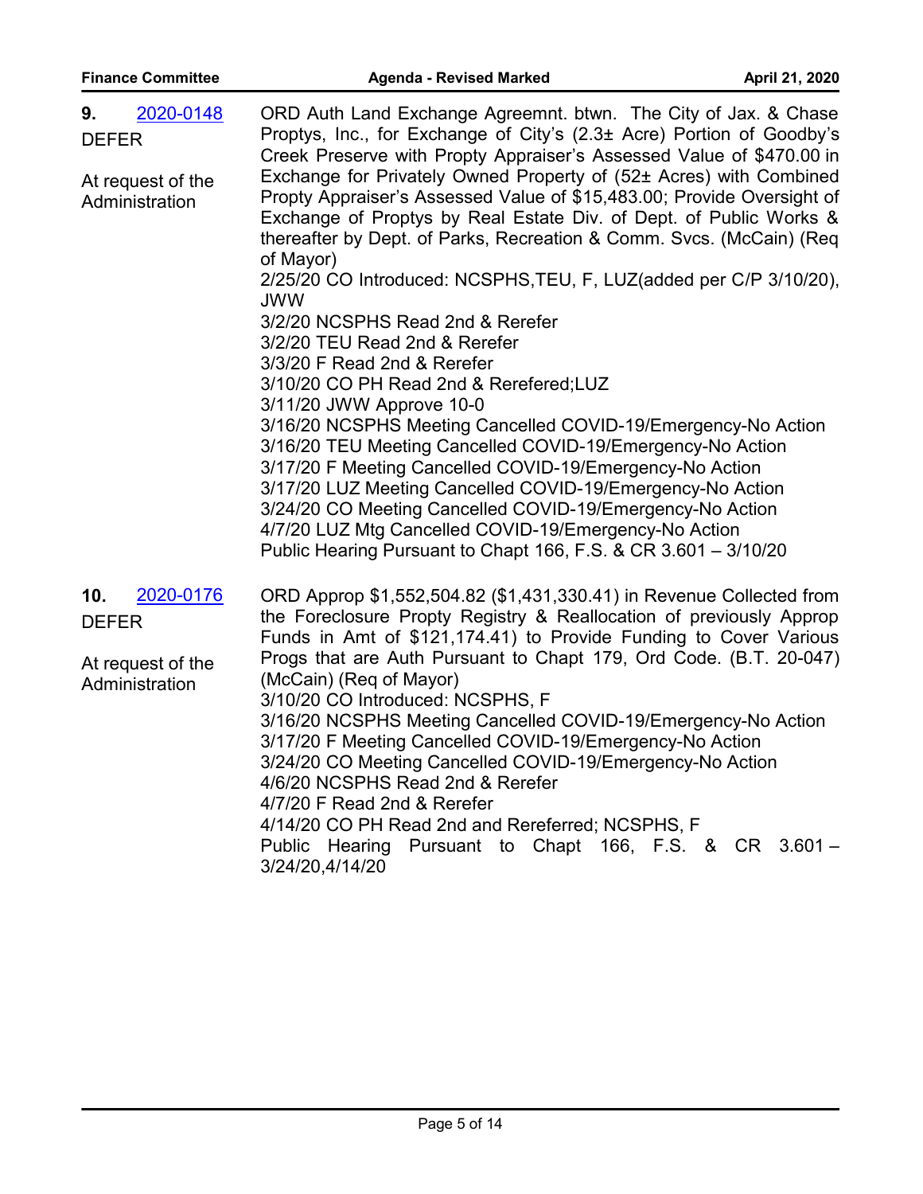**9.** [2020-0148]

DEFER

At request of the Administration

ORD Auth Land Exchange Agreemnt. btwn. The City of Jax. & Chase Proptys, Inc., for Exchange of City's (2.3± Acre) Portion of Goodby's Creek Preserve with Propty Appraiser's Assessed Value of $470.00 in Exchange for Privately Owned Property of (52± Acres) with Combined Propty Appraiser's Assessed Value of $15,483.00; Provide Oversight of Exchange of Proptys by Real Estate Div. of Dept. of Public Works & thereafter by Dept. of Parks, Recreation & Comm. Svcs. (McCain) (Req of Mayor)

2/25/20 CO Introduced: NCSPHS,TEU, F, LUZ(added per C/P 3/10/20), JWW
3/2/20 NCSPHS Read 2nd & Rerefer
3/2/20 TEU Read 2nd & Rerefer
3/3/20 F Read 2nd & Rerefer
3/10/20 CO PH Read 2nd & Rerefered;LUZ
3/11/20 JWW Approve 10-0
3/16/20 NCSPHS Meeting Cancelled COVID-19/Emergency-No Action
3/16/20 TEU Meeting Cancelled COVID-19/Emergency-No Action
3/17/20 F Meeting Cancelled COVID-19/Emergency-No Action
3/17/20 LUZ Meeting Cancelled COVID-19/Emergency-No Action
3/24/20 CO Meeting Cancelled COVID-19/Emergency-No Action
4/7/20 LUZ Mtg Cancelled COVID-19/Emergency-No Action
Public Hearing Pursuant to Chapt 166, F.S. & CR 3.601 – 3/10/20

**10.** [2020-0176]

DEFER

At request of the Administration

ORD Approp $1,552,504.82 ($1,431,330.41) in Revenue Collected from the Foreclosure Propty Registry & Reallocation of previously Approp Funds in Amt of $121,174.41) to Provide Funding to Cover Various Progs that are Auth Pursuant to Chapt 179, Ord Code. (B.T. 20-047) (McCain) (Req of Mayor)

3/10/20 CO Introduced: NCSPHS, F
3/16/20 NCSPHS Meeting Cancelled COVID-19/Emergency-No Action
3/17/20 F Meeting Cancelled COVID-19/Emergency-No Action
3/24/20 CO Meeting Cancelled COVID-19/Emergency-No Action
4/6/20 NCSPHS Read 2nd & Rerefer
4/7/20 F Read 2nd & Rerefer
4/14/20 CO PH Read 2nd and Rereferred; NCSPHS, F
Public Hearing Pursuant to Chapt 166, F.S. & CR 3.601 – 3/24/20,4/14/20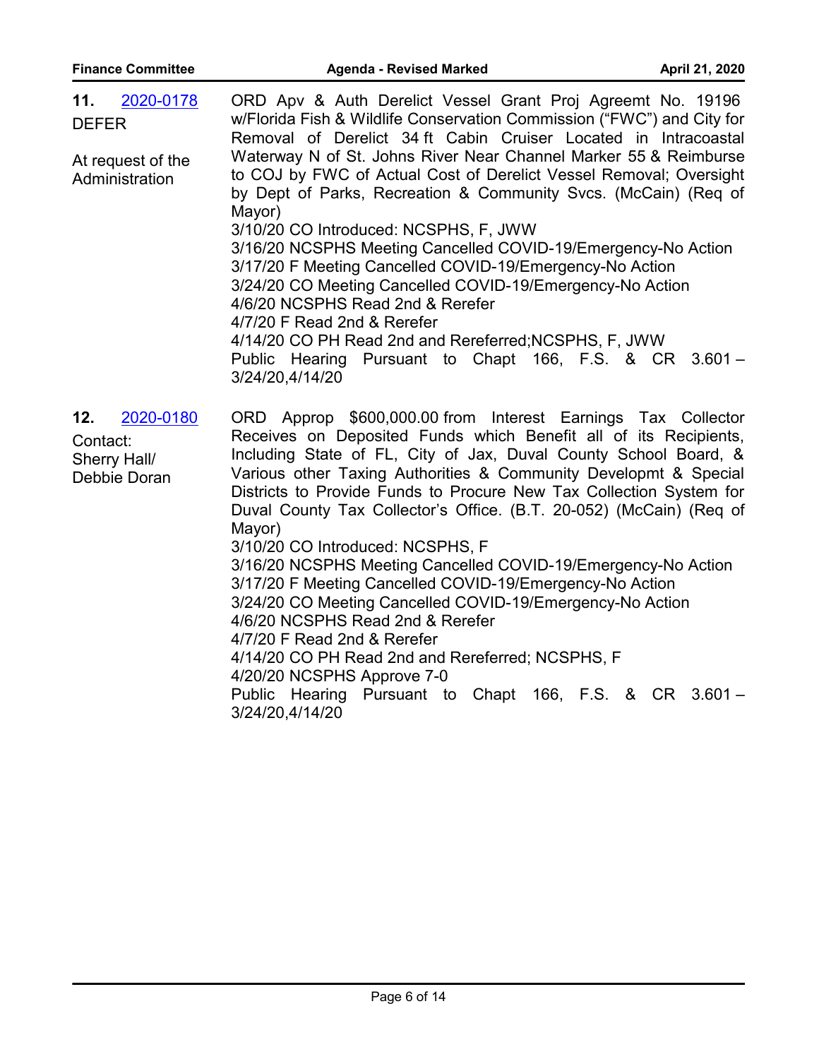**11.** 2020-0178

DEFER

At request of the Administration

ORD Apv & Auth Derelict Vessel Grant Proj Agreemt No. 19196 w/Florida Fish & Wildlife Conservation Commission ("FWC") and City for Removal of Derelict 34 ft Cabin Cruiser Located in Intracoastal Waterway N of St. Johns River Near Channel Marker 55 & Reimburse to COJ by FWC of Actual Cost of Derelict Vessel Removal; Oversight by Dept of Parks, Recreation & Community Svcs. (McCain) (Req of Mayor)

3/10/20 CO Introduced: NCSPHS, F, JWW

3/16/20 NCSPHS Meeting Cancelled COVID-19/Emergency-No Action

3/17/20 F Meeting Cancelled COVID-19/Emergency-No Action

3/24/20 CO Meeting Cancelled COVID-19/Emergency-No Action

4/6/20 NCSPHS Read 2nd & Rerefer

4/7/20 F Read 2nd & Rerefer

4/14/20 CO PH Read 2nd and Rereferred;NCSPHS, F, JWW

Public Hearing Pursuant to Chapt 166, F.S. & CR 3.601 – 3/24/20,4/14/20

**12.** 2020-0180

Contact:
Sherry Hall/
Debbie Doran

ORD Approp $600,000.00 from Interest Earnings Tax Collector Receives on Deposited Funds which Benefit all of its Recipients, Including State of FL, City of Jax, Duval County School Board, & Various other Taxing Authorities & Community Developmt & Special Districts to Provide Funds to Procure New Tax Collection System for Duval County Tax Collector's Office. (B.T. 20-052) (McCain) (Req of Mayor)

3/10/20 CO Introduced: NCSPHS, F

3/16/20 NCSPHS Meeting Cancelled COVID-19/Emergency-No Action

3/17/20 F Meeting Cancelled COVID-19/Emergency-No Action

3/24/20 CO Meeting Cancelled COVID-19/Emergency-No Action

4/6/20 NCSPHS Read 2nd & Rerefer

4/7/20 F Read 2nd & Rerefer

4/14/20 CO PH Read 2nd and Rereferred; NCSPHS, F

4/20/20 NCSPHS Approve 7-0

Public Hearing Pursuant to Chapt 166, F.S. & CR 3.601 – 3/24/20,4/14/20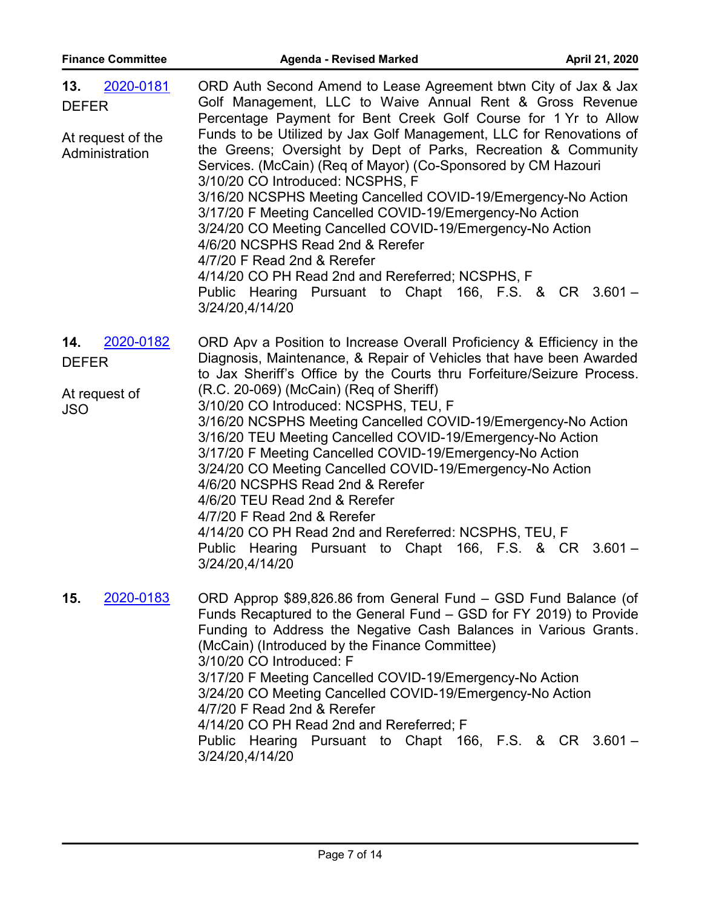**13.** 2020-0181
DEFER

At request of the Administration

ORD Auth Second Amend to Lease Agreement btwn City of Jax & Jax Golf Management, LLC to Waive Annual Rent & Gross Revenue Percentage Payment for Bent Creek Golf Course for 1 Yr to Allow Funds to be Utilized by Jax Golf Management, LLC for Renovations of the Greens; Oversight by Dept of Parks, Recreation & Community Services. (McCain) (Req of Mayor) (Co-Sponsored by CM Hazouri
3/10/20 CO Introduced: NCSPHS, F
3/16/20 NCSPHS Meeting Cancelled COVID-19/Emergency-No Action
3/17/20 F Meeting Cancelled COVID-19/Emergency-No Action
3/24/20 CO Meeting Cancelled COVID-19/Emergency-No Action
4/6/20 NCSPHS Read 2nd & Rerefer
4/7/20 F Read 2nd & Rerefer
4/14/20 CO PH Read 2nd and Rereferred; NCSPHS, F
Public Hearing Pursuant to Chapt 166, F.S. & CR 3.601 – 3/24/20,4/14/20

**14.** 2020-0182
DEFER

At request of JSO

ORD Apv a Position to Increase Overall Proficiency & Efficiency in the Diagnosis, Maintenance, & Repair of Vehicles that have been Awarded to Jax Sheriff's Office by the Courts thru Forfeiture/Seizure Process. (R.C. 20-069) (McCain) (Req of Sheriff)
3/10/20 CO Introduced: NCSPHS, TEU, F
3/16/20 NCSPHS Meeting Cancelled COVID-19/Emergency-No Action
3/16/20 TEU Meeting Cancelled COVID-19/Emergency-No Action
3/17/20 F Meeting Cancelled COVID-19/Emergency-No Action
3/24/20 CO Meeting Cancelled COVID-19/Emergency-No Action
4/6/20 NCSPHS Read 2nd & Rerefer
4/6/20 TEU Read 2nd & Rerefer
4/7/20 F Read 2nd & Rerefer
4/14/20 CO PH Read 2nd and Rereferred: NCSPHS, TEU, F
Public Hearing Pursuant to Chapt 166, F.S. & CR 3.601 – 3/24/20,4/14/20

**15.** 2020-0183

ORD Approp $89,826.86 from General Fund – GSD Fund Balance (of Funds Recaptured to the General Fund – GSD for FY 2019) to Provide Funding to Address the Negative Cash Balances in Various Grants. (McCain) (Introduced by the Finance Committee)
3/10/20 CO Introduced: F
3/17/20 F Meeting Cancelled COVID-19/Emergency-No Action
3/24/20 CO Meeting Cancelled COVID-19/Emergency-No Action
4/7/20 F Read 2nd & Rerefer
4/14/20 CO PH Read 2nd and Rereferred; F
Public Hearing Pursuant to Chapt 166, F.S. & CR 3.601 – 3/24/20,4/14/20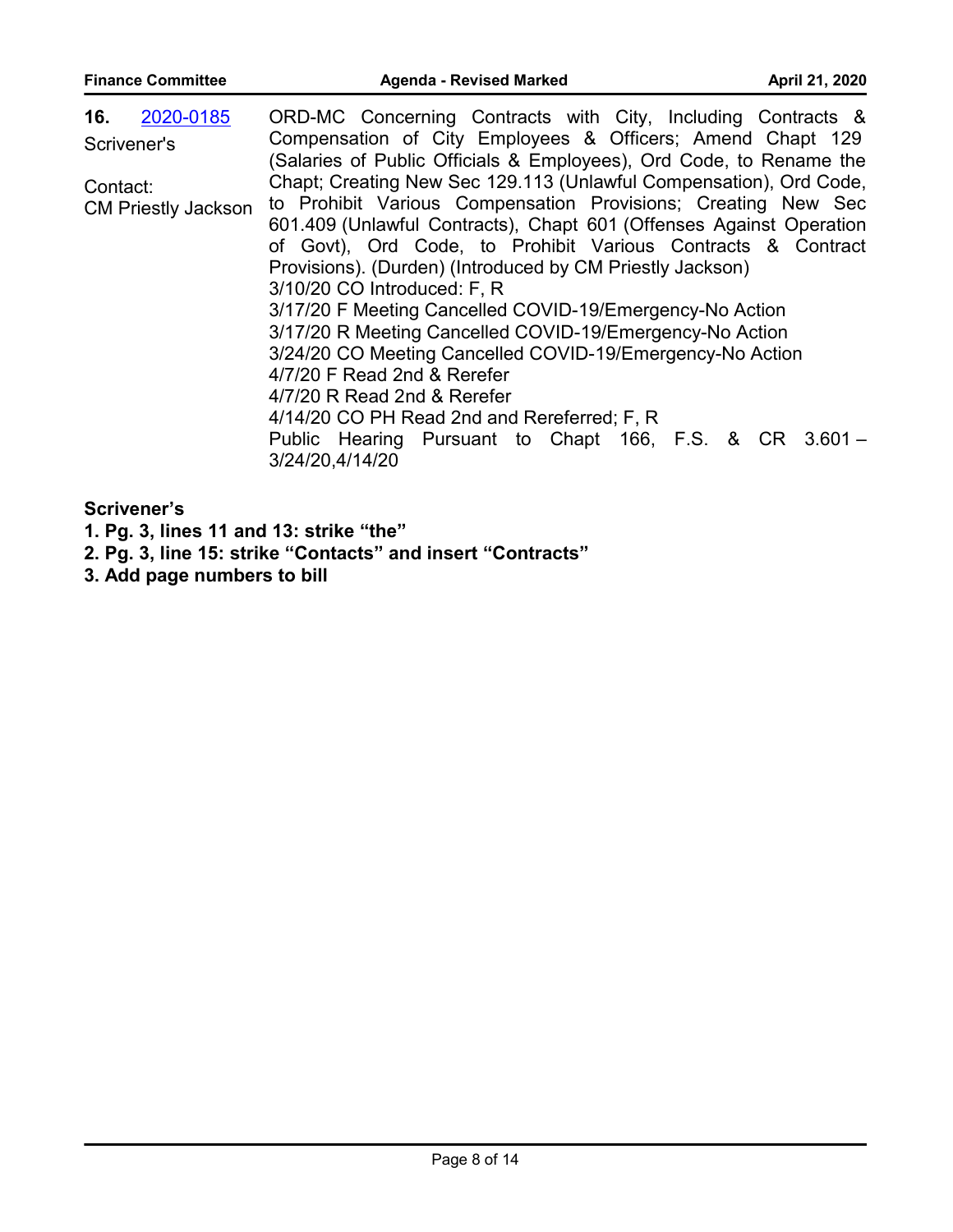**16.** 2020-0185

Scrivener's

Contact:
CM Priestly Jackson

ORD-MC Concerning Contracts with City, Including Contracts & Compensation of City Employees & Officers; Amend Chapt 129 (Salaries of Public Officials & Employees), Ord Code, to Rename the Chapt; Creating New Sec 129.113 (Unlawful Compensation), Ord Code, to Prohibit Various Compensation Provisions; Creating New Sec 601.409 (Unlawful Contracts), Chapt 601 (Offenses Against Operation of Govt), Ord Code, to Prohibit Various Contracts & Contract Provisions). (Durden) (Introduced by CM Priestly Jackson)

3/10/20 CO Introduced: F, R
3/17/20 F Meeting Cancelled COVID-19/Emergency-No Action
3/17/20 R Meeting Cancelled COVID-19/Emergency-No Action
3/24/20 CO Meeting Cancelled COVID-19/Emergency-No Action
4/7/20 F Read 2nd & Rerefer
4/7/20 R Read 2nd & Rerefer
4/14/20 CO PH Read 2nd and Rereferred; F, R
Public Hearing Pursuant to Chapt 166, F.S. & CR 3.601 – 3/24/20,4/14/20

**Scrivener's**

**1. Pg. 3, lines 11 and 13: strike "the"**
**2. Pg. 3, line 15: strike "Contacts" and insert "Contracts"**
**3. Add page numbers to bill**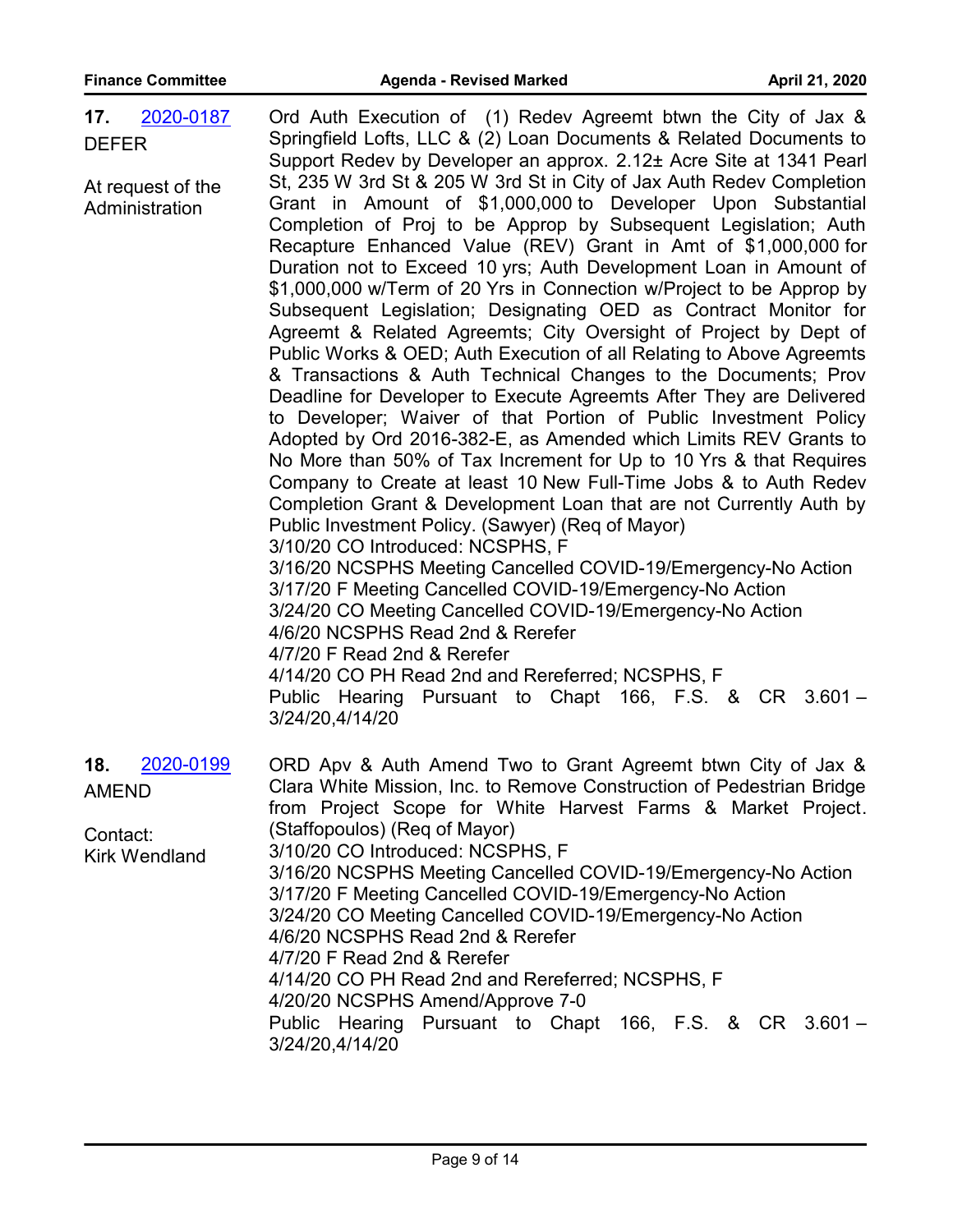**17.** 2020-0187
DEFER

At request of the Administration

Ord Auth Execution of (1) Redev Agreemt btwn the City of Jax & Springfield Lofts, LLC & (2) Loan Documents & Related Documents to Support Redev by Developer an approx. 2.12± Acre Site at 1341 Pearl St, 235 W 3rd St & 205 W 3rd St in City of Jax Auth Redev Completion Grant in Amount of $1,000,000 to Developer Upon Substantial Completion of Proj to be Approp by Subsequent Legislation; Auth Recapture Enhanced Value (REV) Grant in Amt of $1,000,000 for Duration not to Exceed 10 yrs; Auth Development Loan in Amount of $1,000,000 w/Term of 20 Yrs in Connection w/Project to be Approp by Subsequent Legislation; Designating OED as Contract Monitor for Agreemt & Related Agreemts; City Oversight of Project by Dept of Public Works & OED; Auth Execution of all Relating to Above Agreemts & Transactions & Auth Technical Changes to the Documents; Prov Deadline for Developer to Execute Agreemts After They are Delivered to Developer; Waiver of that Portion of Public Investment Policy Adopted by Ord 2016-382-E, as Amended which Limits REV Grants to No More than 50% of Tax Increment for Up to 10 Yrs & that Requires Company to Create at least 10 New Full-Time Jobs & to Auth Redev Completion Grant & Development Loan that are not Currently Auth by Public Investment Policy. (Sawyer) (Req of Mayor)
3/10/20 CO Introduced: NCSPHS, F
3/16/20 NCSPHS Meeting Cancelled COVID-19/Emergency-No Action
3/17/20 F Meeting Cancelled COVID-19/Emergency-No Action
3/24/20 CO Meeting Cancelled COVID-19/Emergency-No Action
4/6/20 NCSPHS Read 2nd & Rerefer
4/7/20 F Read 2nd & Rerefer
4/14/20 CO PH Read 2nd and Rereferred; NCSPHS, F
Public Hearing Pursuant to Chapt 166, F.S. & CR 3.601 – 3/24/20,4/14/20

**18.** 2020-0199
AMEND

Contact:
Kirk Wendland

ORD Apv & Auth Amend Two to Grant Agreemt btwn City of Jax & Clara White Mission, Inc. to Remove Construction of Pedestrian Bridge from Project Scope for White Harvest Farms & Market Project. (Staffopoulos) (Req of Mayor)
3/10/20 CO Introduced: NCSPHS, F
3/16/20 NCSPHS Meeting Cancelled COVID-19/Emergency-No Action
3/17/20 F Meeting Cancelled COVID-19/Emergency-No Action
3/24/20 CO Meeting Cancelled COVID-19/Emergency-No Action
4/6/20 NCSPHS Read 2nd & Rerefer
4/7/20 F Read 2nd & Rerefer
4/14/20 CO PH Read 2nd and Rereferred; NCSPHS, F
4/20/20 NCSPHS Amend/Approve 7-0
Public Hearing Pursuant to Chapt 166, F.S. & CR 3.601 – 3/24/20,4/14/20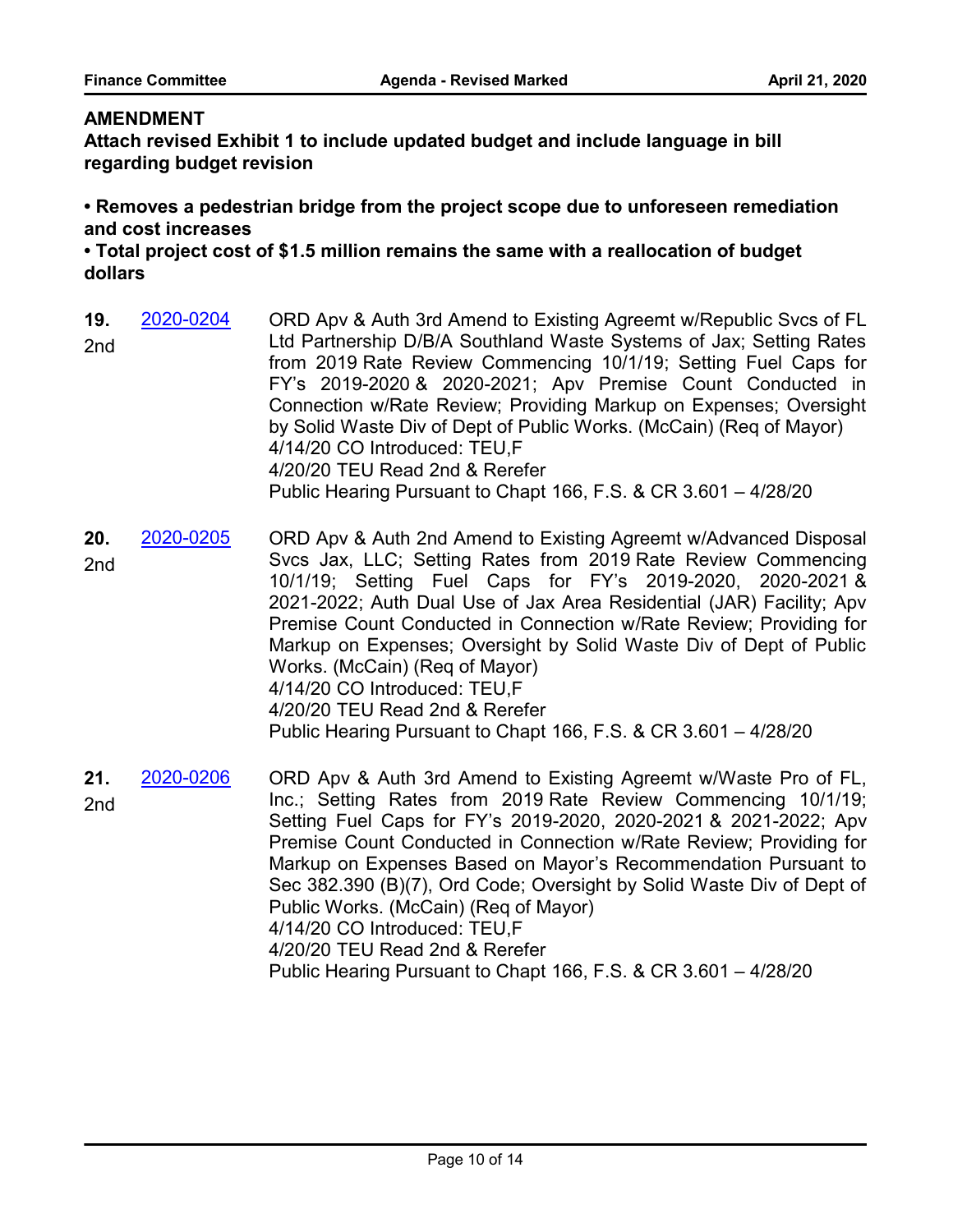**AMENDMENT**
**Attach revised Exhibit 1 to include updated budget and include language in bill regarding budget revision**

**• Removes a pedestrian bridge from the project scope due to unforeseen remediation and cost increases**
**• Total project cost of $1.5 million remains the same with a reallocation of budget dollars**

**19.** 2nd — [2020-0204]

ORD Apv & Auth 3rd Amend to Existing Agreemt w/Republic Svcs of FL Ltd Partnership D/B/A Southland Waste Systems of Jax; Setting Rates from 2019 Rate Review Commencing 10/1/19; Setting Fuel Caps for FY's 2019-2020 & 2020-2021; Apv Premise Count Conducted in Connection w/Rate Review; Providing Markup on Expenses; Oversight by Solid Waste Div of Dept of Public Works. (McCain) (Req of Mayor)
4/14/20 CO Introduced: TEU,F
4/20/20 TEU Read 2nd & Rerefer
Public Hearing Pursuant to Chapt 166, F.S. & CR 3.601 – 4/28/20

**20.** 2nd — [2020-0205]

ORD Apv & Auth 2nd Amend to Existing Agreemt w/Advanced Disposal Svcs Jax, LLC; Setting Rates from 2019 Rate Review Commencing 10/1/19; Setting Fuel Caps for FY's 2019-2020, 2020-2021 & 2021-2022; Auth Dual Use of Jax Area Residential (JAR) Facility; Apv Premise Count Conducted in Connection w/Rate Review; Providing for Markup on Expenses; Oversight by Solid Waste Div of Dept of Public Works. (McCain) (Req of Mayor)
4/14/20 CO Introduced: TEU,F
4/20/20 TEU Read 2nd & Rerefer
Public Hearing Pursuant to Chapt 166, F.S. & CR 3.601 – 4/28/20

**21.** 2nd — [2020-0206]

ORD Apv & Auth 3rd Amend to Existing Agreemt w/Waste Pro of FL, Inc.; Setting Rates from 2019 Rate Review Commencing 10/1/19; Setting Fuel Caps for FY's 2019-2020, 2020-2021 & 2021-2022; Apv Premise Count Conducted in Connection w/Rate Review; Providing for Markup on Expenses Based on Mayor's Recommendation Pursuant to Sec 382.390 (B)(7), Ord Code; Oversight by Solid Waste Div of Dept of Public Works. (McCain) (Req of Mayor)
4/14/20 CO Introduced: TEU,F
4/20/20 TEU Read 2nd & Rerefer
Public Hearing Pursuant to Chapt 166, F.S. & CR 3.601 – 4/28/20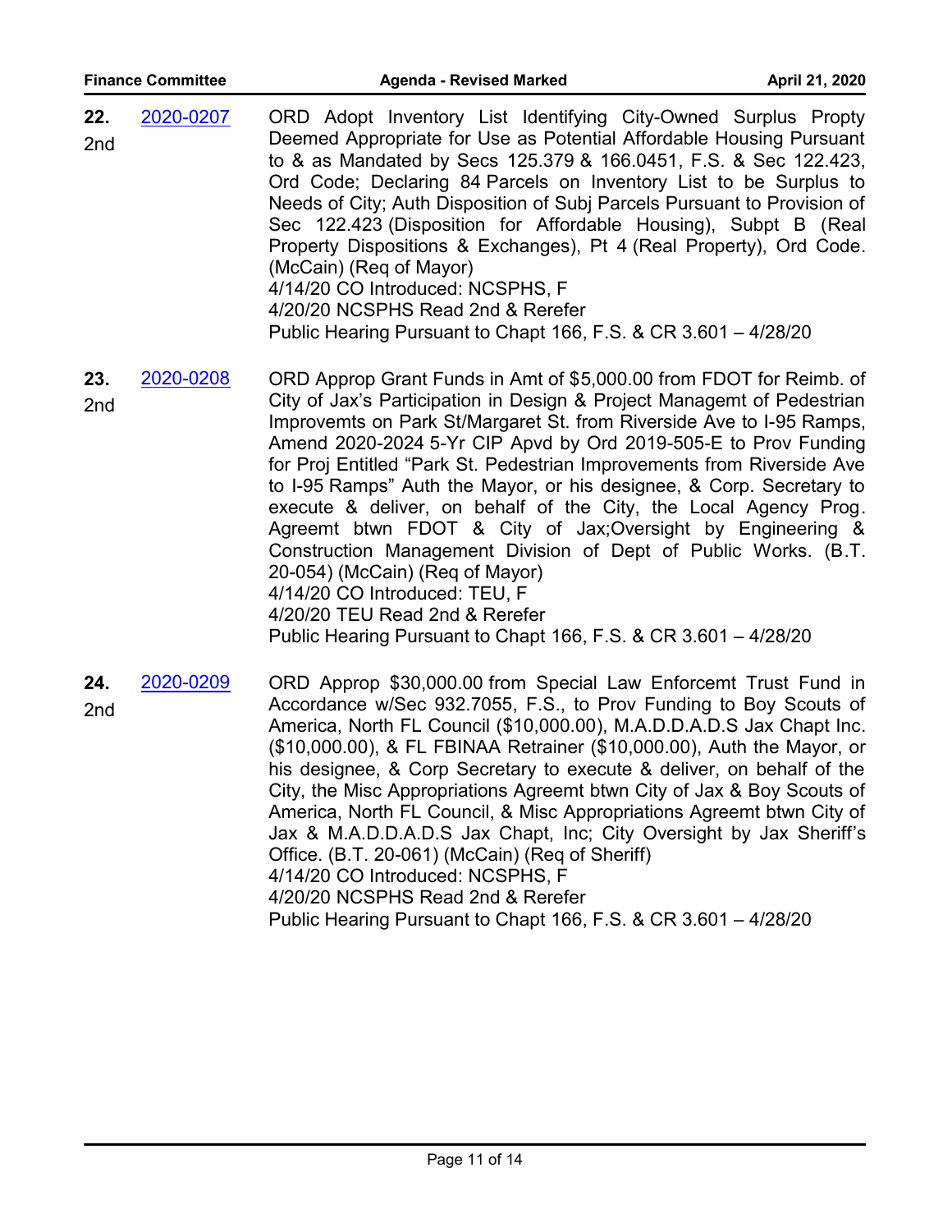**22.** 2nd [2020-0207]

ORD Adopt Inventory List Identifying City-Owned Surplus Propty Deemed Appropriate for Use as Potential Affordable Housing Pursuant to & as Mandated by Secs 125.379 & 166.0451, F.S. & Sec 122.423, Ord Code; Declaring 84 Parcels on Inventory List to be Surplus to Needs of City; Auth Disposition of Subj Parcels Pursuant to Provision of Sec 122.423 (Disposition for Affordable Housing), Subpt B (Real Property Dispositions & Exchanges), Pt 4 (Real Property), Ord Code. (McCain) (Req of Mayor)
4/14/20 CO Introduced: NCSPHS, F
4/20/20 NCSPHS Read 2nd & Rerefer
Public Hearing Pursuant to Chapt 166, F.S. & CR 3.601 – 4/28/20

**23.** 2nd [2020-0208]

ORD Approp Grant Funds in Amt of $5,000.00 from FDOT for Reimb. of City of Jax's Participation in Design & Project Managemt of Pedestrian Improvemts on Park St/Margaret St. from Riverside Ave to I-95 Ramps, Amend 2020-2024 5-Yr CIP Apvd by Ord 2019-505-E to Prov Funding for Proj Entitled "Park St. Pedestrian Improvements from Riverside Ave to I-95 Ramps" Auth the Mayor, or his designee, & Corp. Secretary to execute & deliver, on behalf of the City, the Local Agency Prog. Agreemt btwn FDOT & City of Jax;Oversight by Engineering & Construction Management Division of Dept of Public Works. (B.T. 20-054) (McCain) (Req of Mayor)
4/14/20 CO Introduced: TEU, F
4/20/20 TEU Read 2nd & Rerefer
Public Hearing Pursuant to Chapt 166, F.S. & CR 3.601 – 4/28/20

**24.** 2nd [2020-0209]

ORD Approp $30,000.00 from Special Law Enforcemt Trust Fund in Accordance w/Sec 932.7055, F.S., to Prov Funding to Boy Scouts of America, North FL Council ($10,000.00), M.A.D.D.A.D.S Jax Chapt Inc. ($10,000.00), & FL FBINAA Retrainer ($10,000.00), Auth the Mayor, or his designee, & Corp Secretary to execute & deliver, on behalf of the City, the Misc Appropriations Agreemt btwn City of Jax & Boy Scouts of America, North FL Council, & Misc Appropriations Agreemt btwn City of Jax & M.A.D.D.A.D.S Jax Chapt, Inc; City Oversight by Jax Sheriff's Office. (B.T. 20-061) (McCain) (Req of Sheriff)
4/14/20 CO Introduced: NCSPHS, F
4/20/20 NCSPHS Read 2nd & Rerefer
Public Hearing Pursuant to Chapt 166, F.S. & CR 3.601 – 4/28/20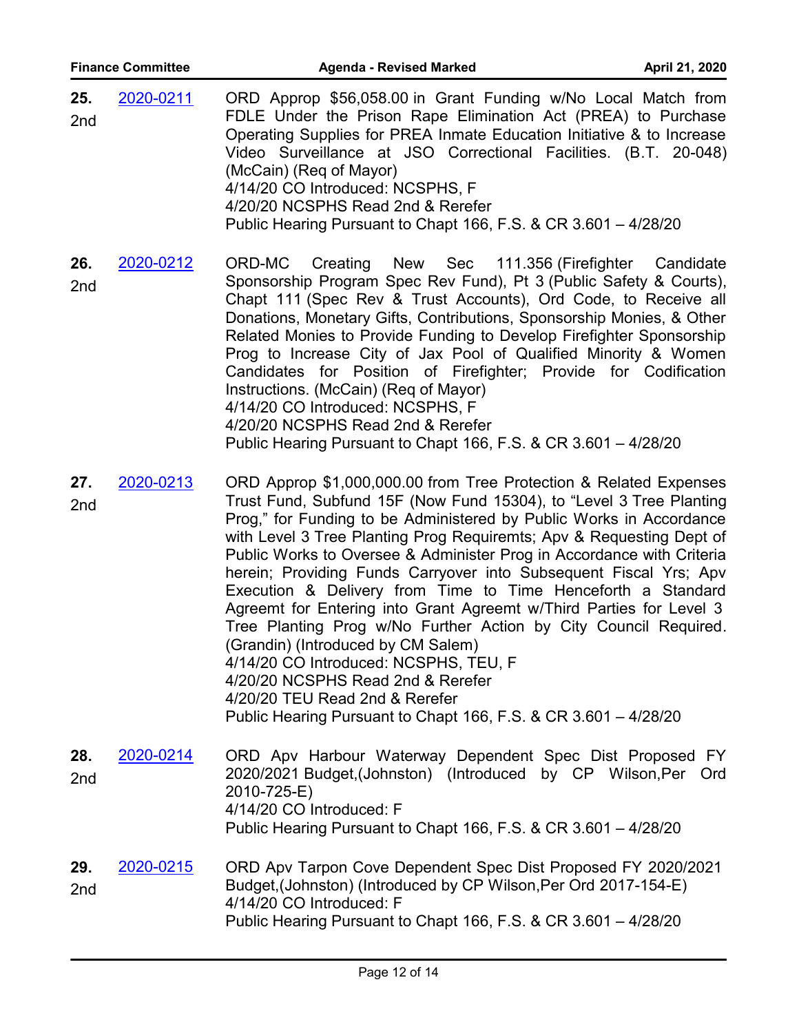**25.** 2nd [2020-0211]

ORD Approp $56,058.00 in Grant Funding w/No Local Match from FDLE Under the Prison Rape Elimination Act (PREA) to Purchase Operating Supplies for PREA Inmate Education Initiative & to Increase Video Surveillance at JSO Correctional Facilities. (B.T. 20-048) (McCain) (Req of Mayor)
4/14/20 CO Introduced: NCSPHS, F
4/20/20 NCSPHS Read 2nd & Rerefer
Public Hearing Pursuant to Chapt 166, F.S. & CR 3.601 – 4/28/20

**26.** 2nd [2020-0212]

ORD-MC Creating New Sec 111.356 (Firefighter Candidate Sponsorship Program Spec Rev Fund), Pt 3 (Public Safety & Courts), Chapt 111 (Spec Rev & Trust Accounts), Ord Code, to Receive all Donations, Monetary Gifts, Contributions, Sponsorship Monies, & Other Related Monies to Provide Funding to Develop Firefighter Sponsorship Prog to Increase City of Jax Pool of Qualified Minority & Women Candidates for Position of Firefighter; Provide for Codification Instructions. (McCain) (Req of Mayor)
4/14/20 CO Introduced: NCSPHS, F
4/20/20 NCSPHS Read 2nd & Rerefer
Public Hearing Pursuant to Chapt 166, F.S. & CR 3.601 – 4/28/20

**27.** 2nd [2020-0213]

ORD Approp $1,000,000.00 from Tree Protection & Related Expenses Trust Fund, Subfund 15F (Now Fund 15304), to "Level 3 Tree Planting Prog," for Funding to be Administered by Public Works in Accordance with Level 3 Tree Planting Prog Requiremts; Apv & Requesting Dept of Public Works to Oversee & Administer Prog in Accordance with Criteria herein; Providing Funds Carryover into Subsequent Fiscal Yrs; Apv Execution & Delivery from Time to Time Henceforth a Standard Agreemt for Entering into Grant Agreemt w/Third Parties for Level 3 Tree Planting Prog w/No Further Action by City Council Required. (Grandin) (Introduced by CM Salem)
4/14/20 CO Introduced: NCSPHS, TEU, F
4/20/20 NCSPHS Read 2nd & Rerefer
4/20/20 TEU Read 2nd & Rerefer
Public Hearing Pursuant to Chapt 166, F.S. & CR 3.601 – 4/28/20

**28.** 2nd [2020-0214]

ORD Apv Harbour Waterway Dependent Spec Dist Proposed FY 2020/2021 Budget,(Johnston) (Introduced by CP Wilson,Per Ord 2010-725-E)
4/14/20 CO Introduced: F
Public Hearing Pursuant to Chapt 166, F.S. & CR 3.601 – 4/28/20

**29.** 2nd [2020-0215]

ORD Apv Tarpon Cove Dependent Spec Dist Proposed FY 2020/2021 Budget,(Johnston) (Introduced by CP Wilson,Per Ord 2017-154-E)
4/14/20 CO Introduced: F
Public Hearing Pursuant to Chapt 166, F.S. & CR 3.601 – 4/28/20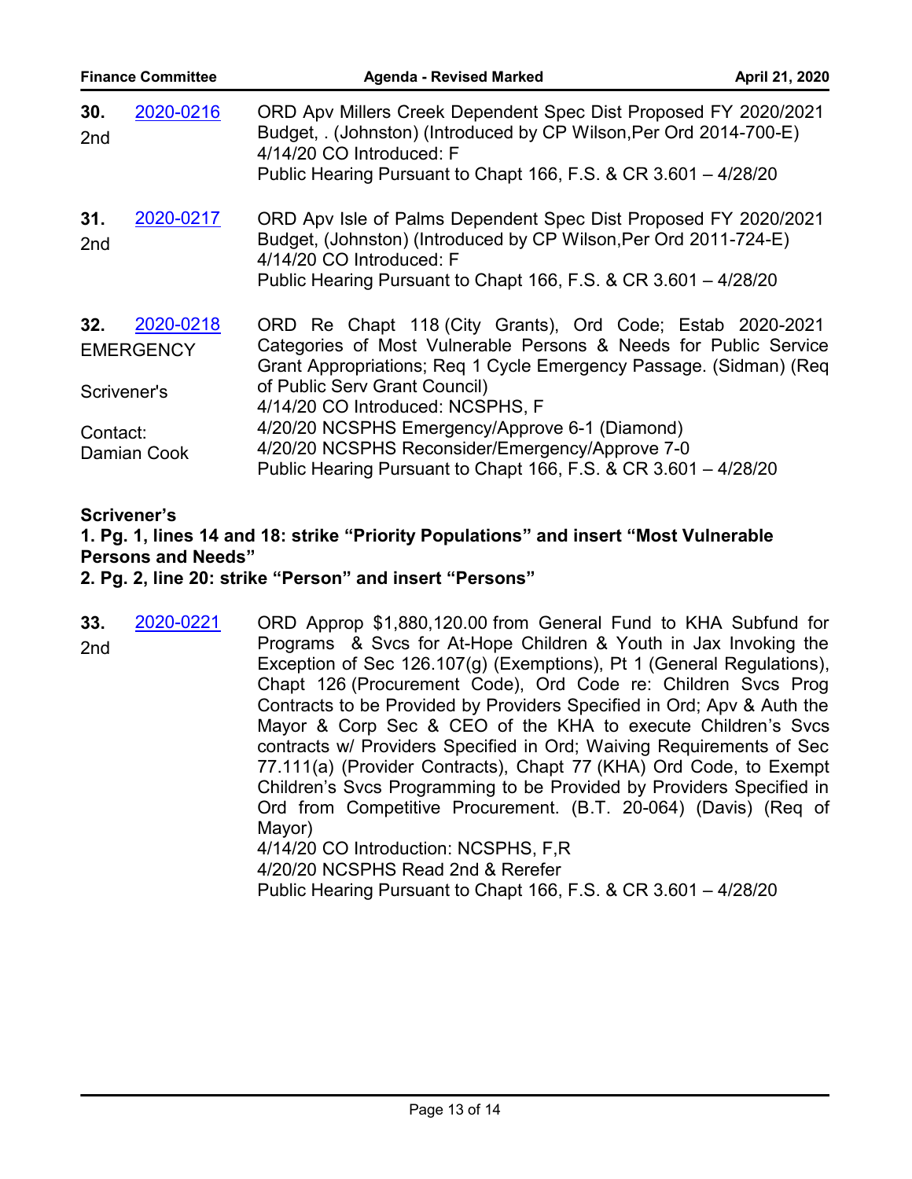**30.** [2020-0216](2020-0216)
2nd

ORD Apv Millers Creek Dependent Spec Dist Proposed FY 2020/2021 Budget, . (Johnston) (Introduced by CP Wilson,Per Ord 2014-700-E)
4/14/20 CO Introduced: F
Public Hearing Pursuant to Chapt 166, F.S. & CR 3.601 – 4/28/20

**31.** [2020-0217](2020-0217)
2nd

ORD Apv Isle of Palms Dependent Spec Dist Proposed FY 2020/2021 Budget, (Johnston) (Introduced by CP Wilson,Per Ord 2011-724-E)
4/14/20 CO Introduced: F
Public Hearing Pursuant to Chapt 166, F.S. & CR 3.601 – 4/28/20

**32.** [2020-0218](2020-0218)
EMERGENCY

Scrivener's

Contact:
Damian Cook

ORD Re Chapt 118 (City Grants), Ord Code; Estab 2020-2021 Categories of Most Vulnerable Persons & Needs for Public Service Grant Appropriations; Req 1 Cycle Emergency Passage. (Sidman) (Req of Public Serv Grant Council)
4/14/20 CO Introduced: NCSPHS, F
4/20/20 NCSPHS Emergency/Approve 6-1 (Diamond)
4/20/20 NCSPHS Reconsider/Emergency/Approve 7-0
Public Hearing Pursuant to Chapt 166, F.S. & CR 3.601 – 4/28/20

**Scrivener's**
**1. Pg. 1, lines 14 and 18: strike "Priority Populations" and insert "Most Vulnerable Persons and Needs"**
**2. Pg. 2, line 20: strike "Person" and insert "Persons"**

**33.** [2020-0221](2020-0221)
2nd

ORD Approp $1,880,120.00 from General Fund to KHA Subfund for Programs & Svcs for At-Hope Children & Youth in Jax Invoking the Exception of Sec 126.107(g) (Exemptions), Pt 1 (General Regulations), Chapt 126 (Procurement Code), Ord Code re: Children Svcs Prog Contracts to be Provided by Providers Specified in Ord; Apv & Auth the Mayor & Corp Sec & CEO of the KHA to execute Children's Svcs contracts w/ Providers Specified in Ord; Waiving Requirements of Sec 77.111(a) (Provider Contracts), Chapt 77 (KHA) Ord Code, to Exempt Children's Svcs Programming to be Provided by Providers Specified in Ord from Competitive Procurement. (B.T. 20-064) (Davis) (Req of Mayor)
4/14/20 CO Introduction: NCSPHS, F,R
4/20/20 NCSPHS Read 2nd & Rerefer
Public Hearing Pursuant to Chapt 166, F.S. & CR 3.601 – 4/28/20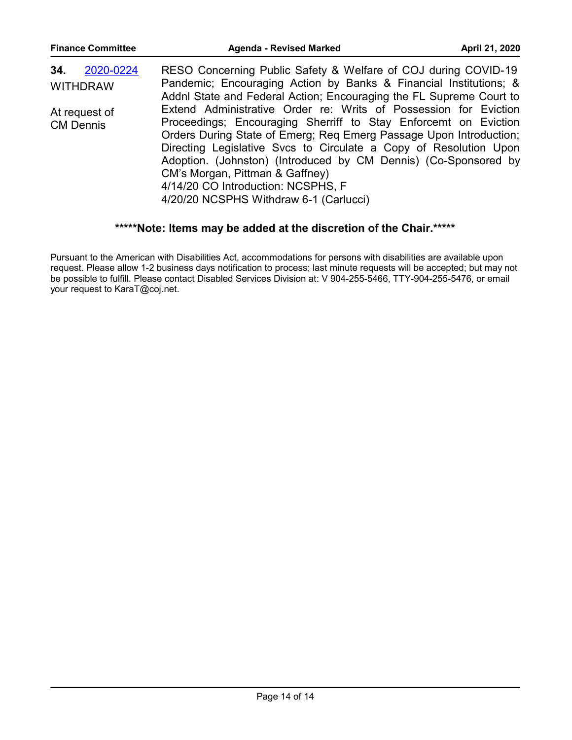**34.** 2020-0224

WITHDRAW

At request of CM Dennis

RESO Concerning Public Safety & Welfare of COJ during COVID-19 Pandemic; Encouraging Action by Banks & Financial Institutions; & Addnl State and Federal Action; Encouraging the FL Supreme Court to Extend Administrative Order re: Writs of Possession for Eviction Proceedings; Encouraging Sherriff to Stay Enforcemt on Eviction Orders During State of Emerg; Req Emerg Passage Upon Introduction; Directing Legislative Svcs to Circulate a Copy of Resolution Upon Adoption. (Johnston) (Introduced by CM Dennis) (Co-Sponsored by CM's Morgan, Pittman & Gaffney)

4/14/20 CO Introduction: NCSPHS, F

4/20/20 NCSPHS Withdraw 6-1 (Carlucci)

**\*\*\*\*\*Note: Items may be added at the discretion of the Chair.\*\*\*\*\***

Pursuant to the American with Disabilities Act, accommodations for persons with disabilities are available upon request. Please allow 1-2 business days notification to process; last minute requests will be accepted; but may not be possible to fulfill. Please contact Disabled Services Division at: V 904-255-5466, TTY-904-255-5476, or email your request to KaraT@coj.net.